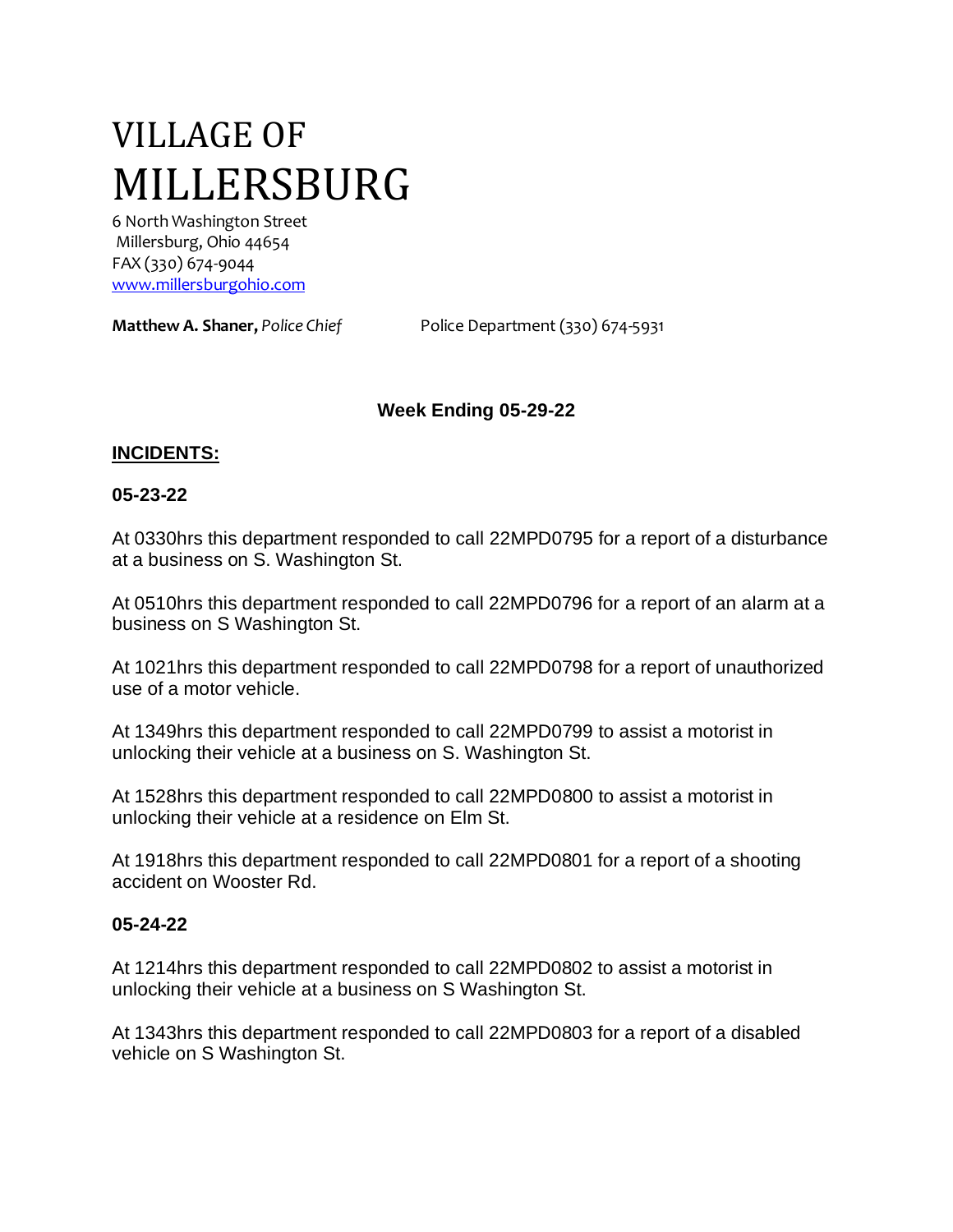# VILLAGE OF
# MILLERSBURG

6 North Washington Street
Millersburg, Ohio 44654
FAX (330) 674-9044
[www.millersburgohio.com](http://www.millersburgohio.com)

**Matthew A. Shaner,** *Police Chief* Police Department (330) 674-5931

**Week Ending 05-29-22**

## INCIDENTS:

### 05-23-22

At 0330hrs this department responded to call 22MPD0795 for a report of a disturbance at a business on S. Washington St.

At 0510hrs this department responded to call 22MPD0796 for a report of an alarm at a business on S Washington St.

At 1021hrs this department responded to call 22MPD0798 for a report of unauthorized use of a motor vehicle.

At 1349hrs this department responded to call 22MPD0799 to assist a motorist in unlocking their vehicle at a business on S. Washington St.

At 1528hrs this department responded to call 22MPD0800 to assist a motorist in unlocking their vehicle at a residence on Elm St.

At 1918hrs this department responded to call 22MPD0801 for a report of a shooting accident on Wooster Rd.

### 05-24-22

At 1214hrs this department responded to call 22MPD0802 to assist a motorist in unlocking their vehicle at a business on S Washington St.

At 1343hrs this department responded to call 22MPD0803 for a report of a disabled vehicle on S Washington St.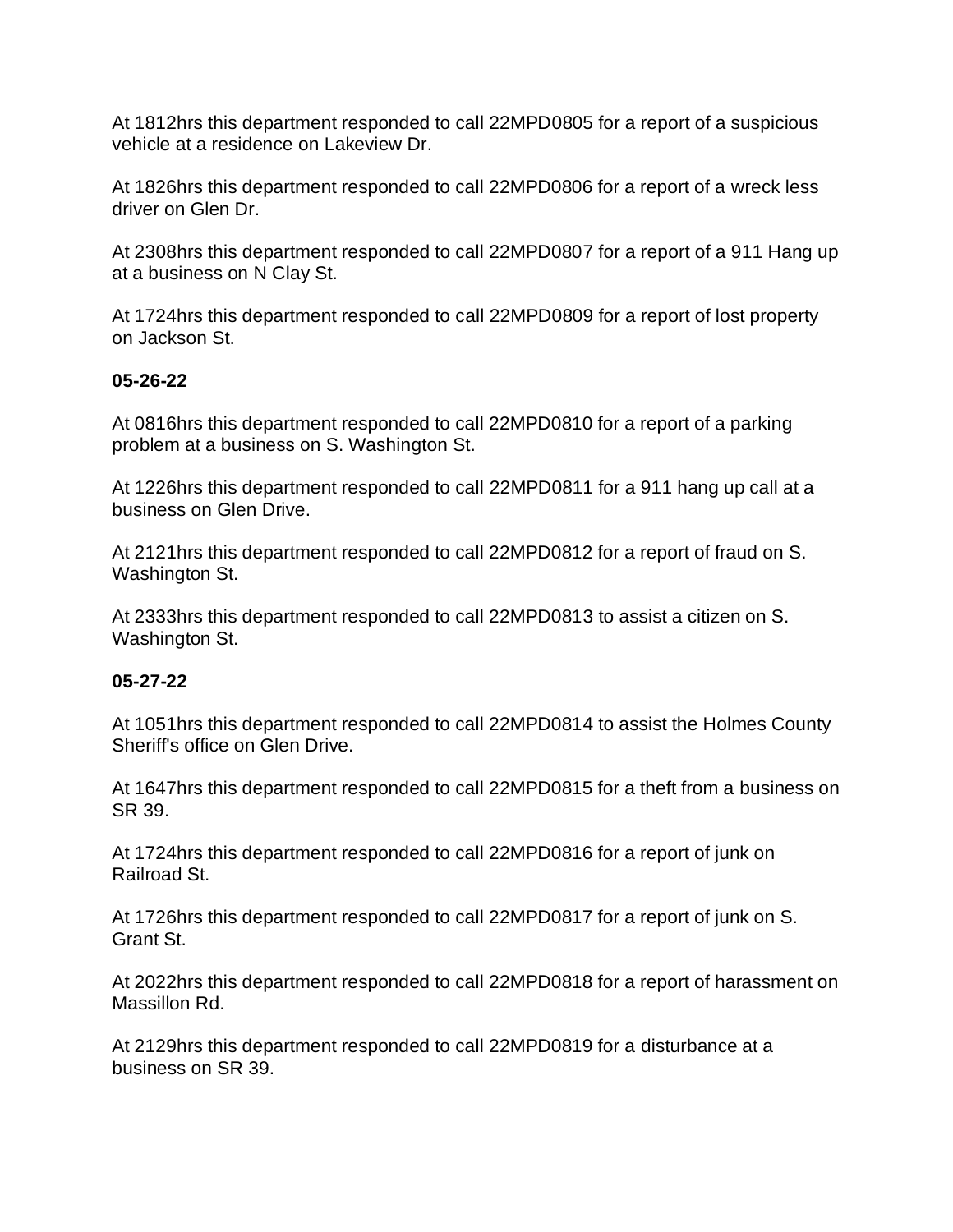At 1812hrs this department responded to call 22MPD0805 for a report of a suspicious vehicle at a residence on Lakeview Dr.

At 1826hrs this department responded to call 22MPD0806 for a report of a wreck less driver on Glen Dr.

At 2308hrs this department responded to call 22MPD0807 for a report of a 911 Hang up at a business on N Clay St.

At 1724hrs this department responded to call 22MPD0809 for a report of lost property on Jackson St.

**05-26-22**

At 0816hrs this department responded to call 22MPD0810 for a report of a parking problem at a business on S. Washington St.

At 1226hrs this department responded to call 22MPD0811 for a 911 hang up call at a business on Glen Drive.

At 2121hrs this department responded to call 22MPD0812 for a report of fraud on S. Washington St.

At 2333hrs this department responded to call 22MPD0813 to assist a citizen on S. Washington St.

**05-27-22**

At 1051hrs this department responded to call 22MPD0814 to assist the Holmes County Sheriff's office on Glen Drive.

At 1647hrs this department responded to call 22MPD0815 for a theft from a business on SR 39.

At 1724hrs this department responded to call 22MPD0816 for a report of junk on Railroad St.

At 1726hrs this department responded to call 22MPD0817 for a report of junk on S. Grant St.

At 2022hrs this department responded to call 22MPD0818 for a report of harassment on Massillon Rd.

At 2129hrs this department responded to call 22MPD0819 for a disturbance at a business on SR 39.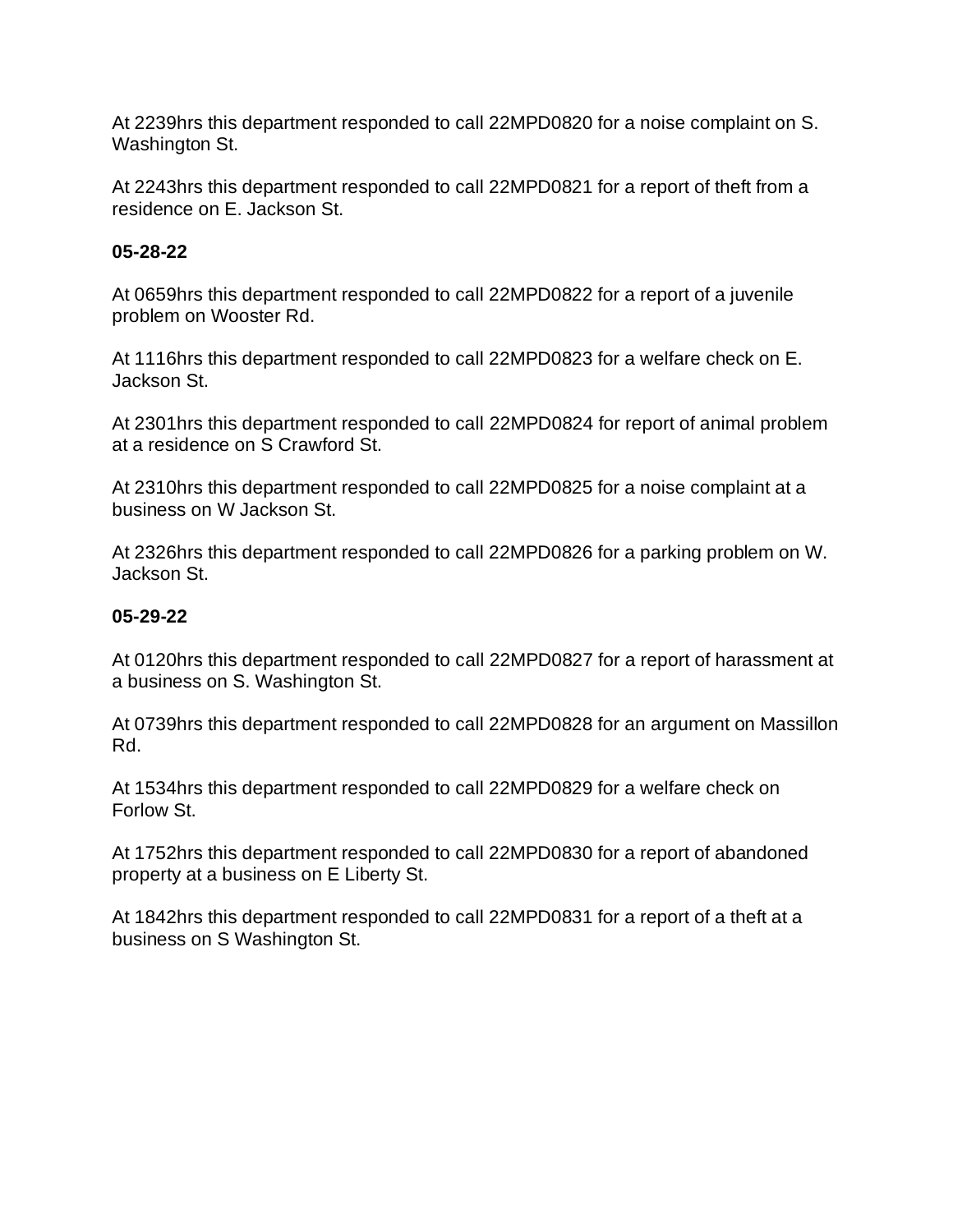At 2239hrs this department responded to call 22MPD0820 for a noise complaint on S. Washington St.

At 2243hrs this department responded to call 22MPD0821 for a report of theft from a residence on E. Jackson St.

**05-28-22**

At 0659hrs this department responded to call 22MPD0822 for a report of a juvenile problem on Wooster Rd.

At 1116hrs this department responded to call 22MPD0823 for a welfare check on E. Jackson St.

At 2301hrs this department responded to call 22MPD0824 for report of animal problem at a residence on S Crawford St.

At 2310hrs this department responded to call 22MPD0825 for a noise complaint at a business on W Jackson St.

At 2326hrs this department responded to call 22MPD0826 for a parking problem on W. Jackson St.

**05-29-22**

At 0120hrs this department responded to call 22MPD0827 for a report of harassment at a business on S. Washington St.

At 0739hrs this department responded to call 22MPD0828 for an argument on Massillon Rd.

At 1534hrs this department responded to call 22MPD0829 for a welfare check on Forlow St.

At 1752hrs this department responded to call 22MPD0830 for a report of abandoned property at a business on E Liberty St.

At 1842hrs this department responded to call 22MPD0831 for a report of a theft at a business on S Washington St.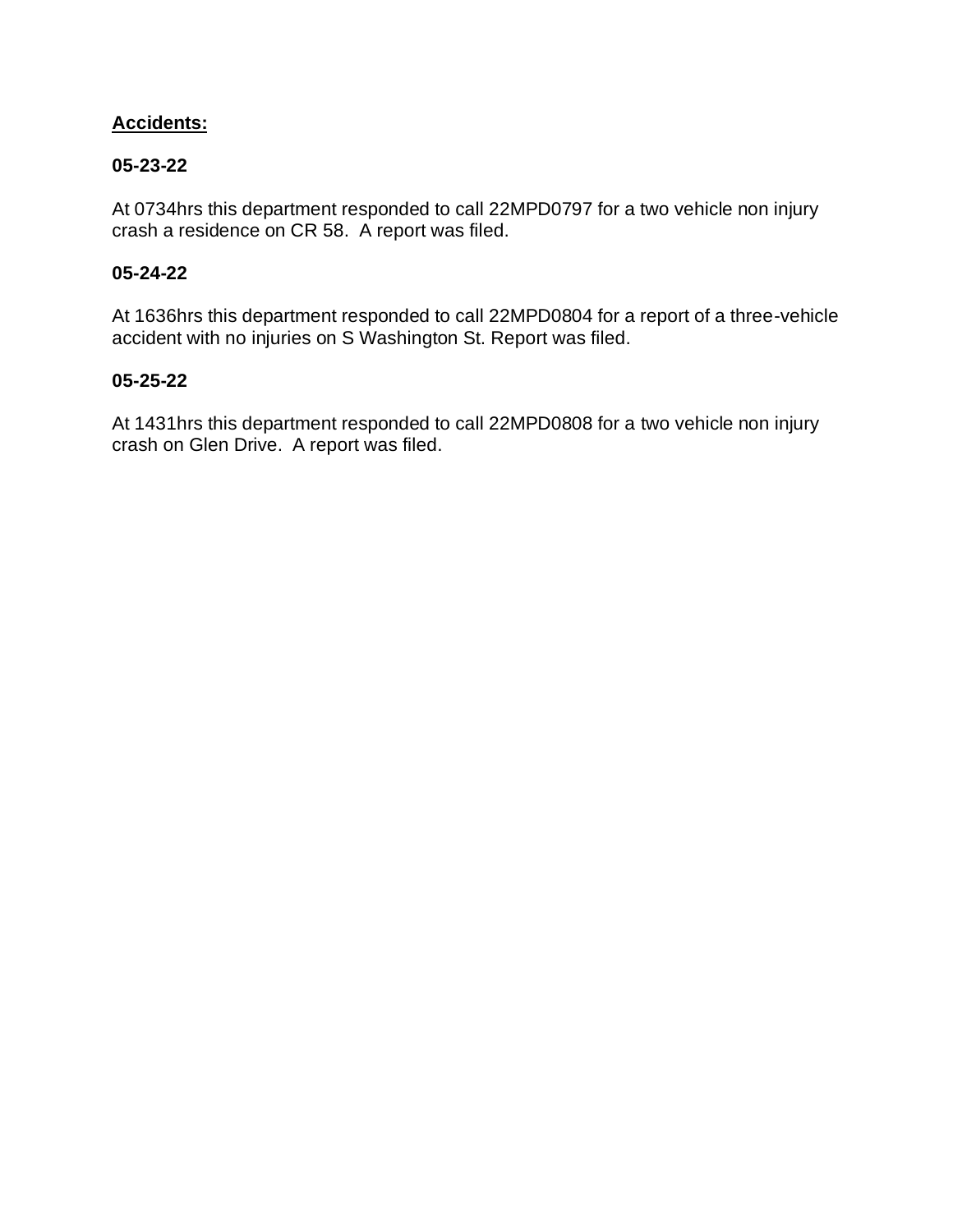**Accidents:**

**05-23-22**

At 0734hrs this department responded to call 22MPD0797 for a two vehicle non injury crash a residence on CR 58. A report was filed.

**05-24-22**

At 1636hrs this department responded to call 22MPD0804 for a report of a three-vehicle accident with no injuries on S Washington St. Report was filed.

**05-25-22**

At 1431hrs this department responded to call 22MPD0808 for a two vehicle non injury crash on Glen Drive. A report was filed.